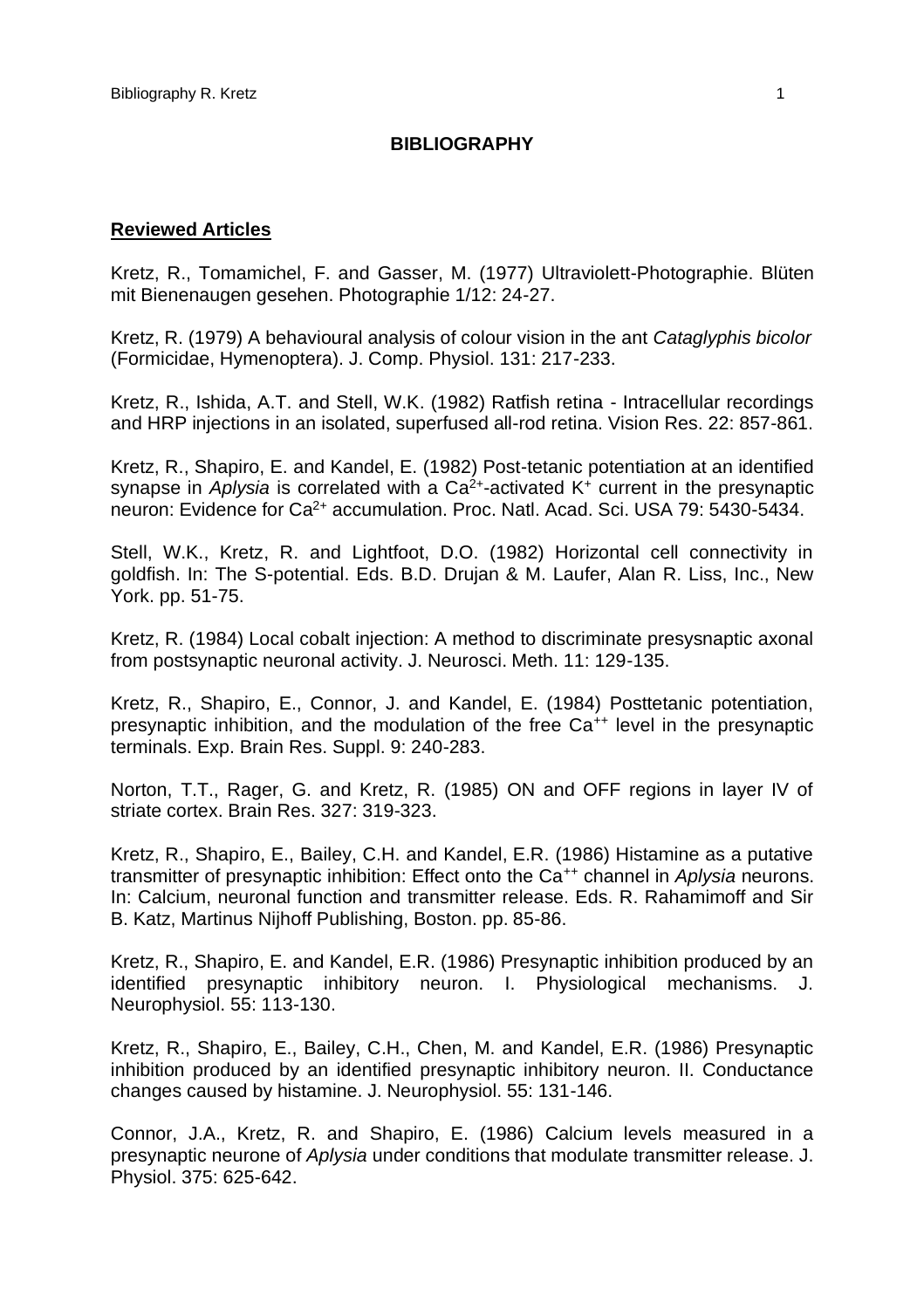# BIBLIOGRAPHY

## Reviewed Articles

Kretz, R., Tomamichel, F. and Gasser, M. (1977) Ultraviolett-Photographie. Blüten mit Bienenaugen gesehen. Photographie 1/12: 24-27.

Kretz, R. (1979) A behavioural analysis of colour vision in the ant *Cataglyphis bicolor* (Formicidae, Hymenoptera). J. Comp. Physiol. 131: 217-233.

Kretz, R., Ishida, A.T. and Stell, W.K. (1982) Ratfish retina - Intracellular recordings and HRP injections in an isolated, superfused all-rod retina. Vision Res. 22: 857-861.

Kretz, R., Shapiro, E. and Kandel, E. (1982) Post-tetanic potentiation at an identified synapse in *Aplysia* is correlated with a $Ca^{2+}$-activated $K^{+}$ current in the presynaptic neuron: Evidence for $Ca^{2+}$ accumulation. Proc. Natl. Acad. Sci. USA 79: 5430-5434.

Stell, W.K., Kretz, R. and Lightfoot, D.O. (1982) Horizontal cell connectivity in goldfish. In: The S-potential. Eds. B.D. Drujan & M. Laufer, Alan R. Liss, Inc., New York. pp. 51-75.

Kretz, R. (1984) Local cobalt injection: A method to discriminate presysnaptic axonal from postsynaptic neuronal activity. J. Neurosci. Meth. 11: 129-135.

Kretz, R., Shapiro, E., Connor, J. and Kandel, E. (1984) Posttetanic potentiation, presynaptic inhibition, and the modulation of the free $Ca^{++}$ level in the presynaptic terminals. Exp. Brain Res. Suppl. 9: 240-283.

Norton, T.T., Rager, G. and Kretz, R. (1985) ON and OFF regions in layer IV of striate cortex. Brain Res. 327: 319-323.

Kretz, R., Shapiro, E., Bailey, C.H. and Kandel, E.R. (1986) Histamine as a putative transmitter of presynaptic inhibition: Effect onto the $Ca^{++}$ channel in *Aplysia* neurons. In: Calcium, neuronal function and transmitter release. Eds. R. Rahamimoff and Sir B. Katz, Martinus Nijhoff Publishing, Boston. pp. 85-86.

Kretz, R., Shapiro, E. and Kandel, E.R. (1986) Presynaptic inhibition produced by an identified presynaptic inhibitory neuron. I. Physiological mechanisms. J. Neurophysiol. 55: 113-130.

Kretz, R., Shapiro, E., Bailey, C.H., Chen, M. and Kandel, E.R. (1986) Presynaptic inhibition produced by an identified presynaptic inhibitory neuron. II. Conductance changes caused by histamine. J. Neurophysiol. 55: 131-146.

Connor, J.A., Kretz, R. and Shapiro, E. (1986) Calcium levels measured in a presynaptic neurone of *Aplysia* under conditions that modulate transmitter release. J. Physiol. 375: 625-642.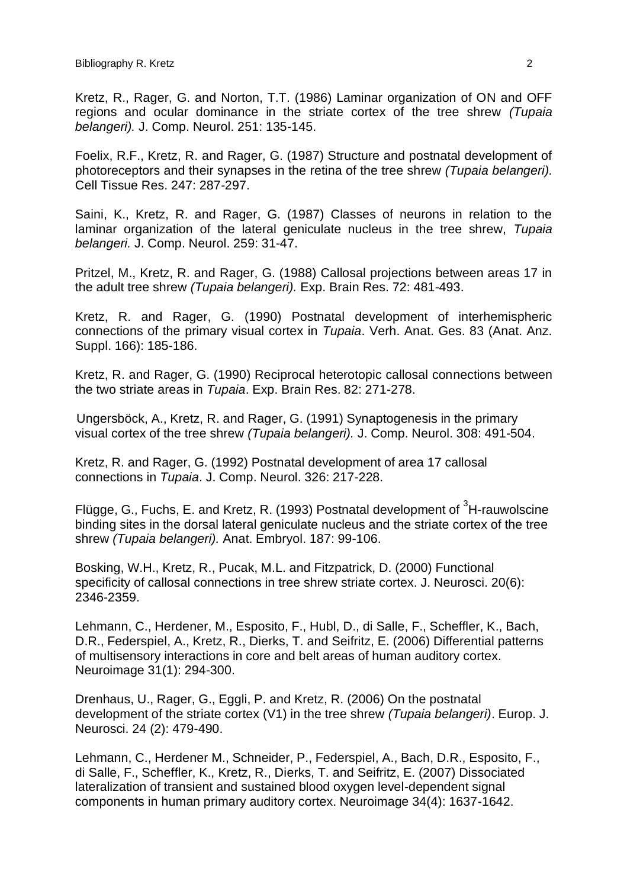Kretz, R., Rager, G. and Norton, T.T. (1986) Laminar organization of ON and OFF regions and ocular dominance in the striate cortex of the tree shrew *(Tupaia belangeri).* J. Comp. Neurol. 251: 135-145.

Foelix, R.F., Kretz, R. and Rager, G. (1987) Structure and postnatal development of photoreceptors and their synapses in the retina of the tree shrew *(Tupaia belangeri).* Cell Tissue Res. 247: 287-297.

Saini, K., Kretz, R. and Rager, G. (1987) Classes of neurons in relation to the laminar organization of the lateral geniculate nucleus in the tree shrew, *Tupaia belangeri.* J. Comp. Neurol. 259: 31-47.

Pritzel, M., Kretz, R. and Rager, G. (1988) Callosal projections between areas 17 in the adult tree shrew *(Tupaia belangeri).* Exp. Brain Res. 72: 481-493.

Kretz, R. and Rager, G. (1990) Postnatal development of interhemispheric connections of the primary visual cortex in *Tupaia*. Verh. Anat. Ges. 83 (Anat. Anz. Suppl. 166): 185-186.

Kretz, R. and Rager, G. (1990) Reciprocal heterotopic callosal connections between the two striate areas in *Tupaia*. Exp. Brain Res. 82: 271-278.

Ungersböck, A., Kretz, R. and Rager, G. (1991) Synaptogenesis in the primary visual cortex of the tree shrew *(Tupaia belangeri).* J. Comp. Neurol. 308: 491-504.

Kretz, R. and Rager, G. (1992) Postnatal development of area 17 callosal connections in *Tupaia*. J. Comp. Neurol. 326: 217-228.

Flügge, G., Fuchs, E. and Kretz, R. (1993) Postnatal development of $^{3}$H-rauwolscine binding sites in the dorsal lateral geniculate nucleus and the striate cortex of the tree shrew *(Tupaia belangeri).* Anat. Embryol. 187: 99-106.

Bosking, W.H., Kretz, R., Pucak, M.L. and Fitzpatrick, D. (2000) Functional specificity of callosal connections in tree shrew striate cortex. J. Neurosci. 20(6): 2346-2359.

Lehmann, C., Herdener, M., Esposito, F., Hubl, D., di Salle, F., Scheffler, K., Bach, D.R., Federspiel, A., Kretz, R., Dierks, T. and Seifritz, E. (2006) Differential patterns of multisensory interactions in core and belt areas of human auditory cortex. Neuroimage 31(1): 294-300.

Drenhaus, U., Rager, G., Eggli, P. and Kretz, R. (2006) On the postnatal development of the striate cortex (V1) in the tree shrew *(Tupaia belangeri)*. Europ. J. Neurosci. 24 (2): 479-490.

Lehmann, C., Herdener M., Schneider, P., Federspiel, A., Bach, D.R., Esposito, F., di Salle, F., Scheffler, K., Kretz, R., Dierks, T. and Seifritz, E. (2007) Dissociated lateralization of transient and sustained blood oxygen level-dependent signal components in human primary auditory cortex. Neuroimage 34(4): 1637-1642.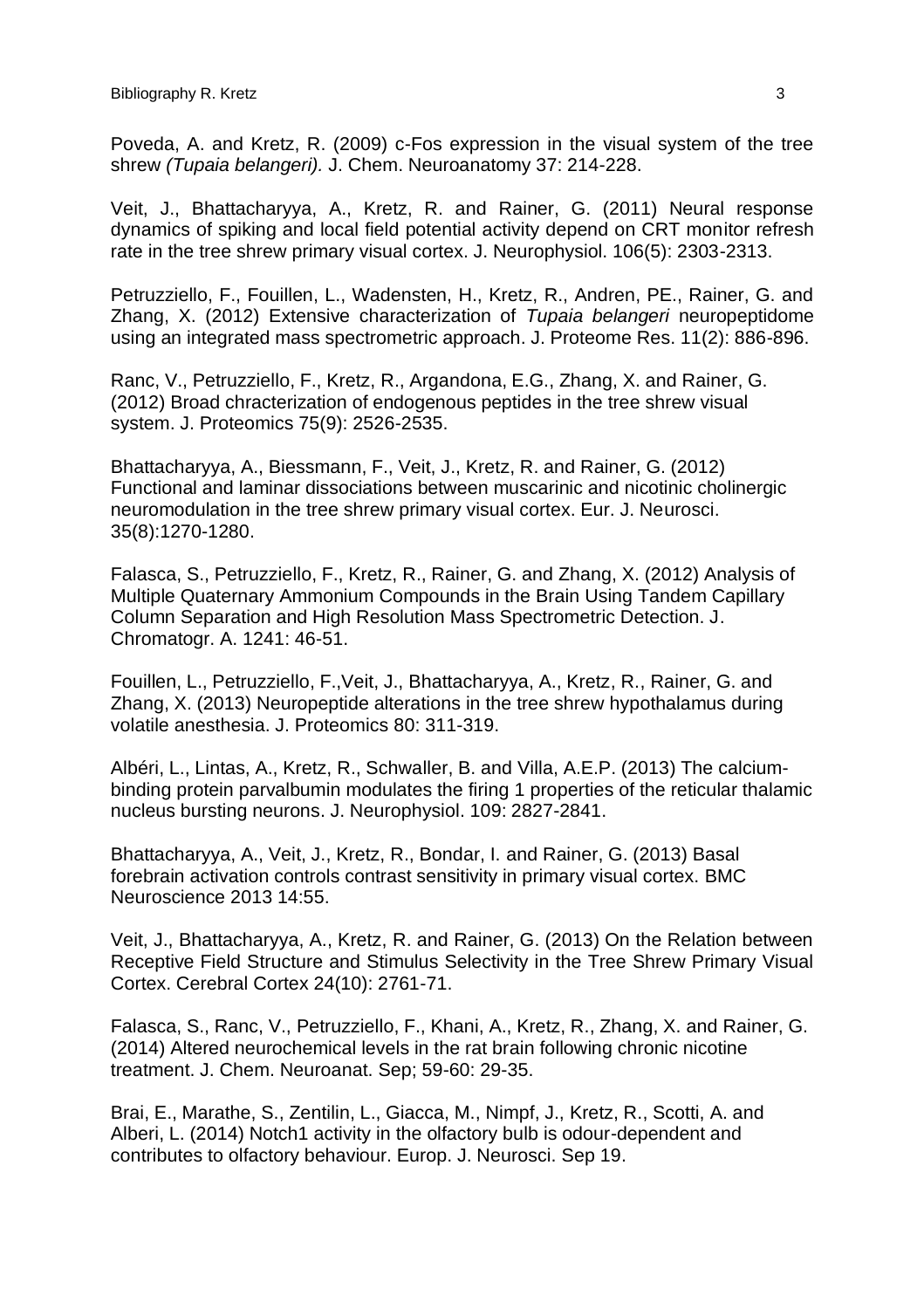Poveda, A. and Kretz, R. (2009) c-Fos expression in the visual system of the tree shrew *(Tupaia belangeri).* J. Chem. Neuroanatomy 37: 214-228.

Veit, J., Bhattacharyya, A., Kretz, R. and Rainer, G. (2011) Neural response dynamics of spiking and local field potential activity depend on CRT monitor refresh rate in the tree shrew primary visual cortex. J. Neurophysiol. 106(5): 2303-2313.

Petruzziello, F., Fouillen, L., Wadensten, H., Kretz, R., Andren, PE., Rainer, G. and Zhang, X. (2012) Extensive characterization of *Tupaia belangeri* neuropeptidome using an integrated mass spectrometric approach. J. Proteome Res. 11(2): 886-896.

Ranc, V., Petruzziello, F., Kretz, R., Argandona, E.G., Zhang, X. and Rainer, G. (2012) Broad chracterization of endogenous peptides in the tree shrew visual system. J. Proteomics 75(9): 2526-2535.

Bhattacharyya, A., Biessmann, F., Veit, J., Kretz, R. and Rainer, G. (2012) Functional and laminar dissociations between muscarinic and nicotinic cholinergic neuromodulation in the tree shrew primary visual cortex. Eur. J. Neurosci. 35(8):1270-1280.

Falasca, S., Petruzziello, F., Kretz, R., Rainer, G. and Zhang, X. (2012) Analysis of Multiple Quaternary Ammonium Compounds in the Brain Using Tandem Capillary Column Separation and High Resolution Mass Spectrometric Detection. J. Chromatogr. A. 1241: 46-51.

Fouillen, L., Petruzziello, F.,Veit, J., Bhattacharyya, A., Kretz, R., Rainer, G. and Zhang, X. (2013) Neuropeptide alterations in the tree shrew hypothalamus during volatile anesthesia. J. Proteomics 80: 311-319.

Albéri, L., Lintas, A., Kretz, R., Schwaller, B. and Villa, A.E.P. (2013) The calcium-binding protein parvalbumin modulates the firing 1 properties of the reticular thalamic nucleus bursting neurons. J. Neurophysiol. 109: 2827-2841.

Bhattacharyya, A., Veit, J., Kretz, R., Bondar, I. and Rainer, G. (2013) Basal forebrain activation controls contrast sensitivity in primary visual cortex. BMC Neuroscience 2013 14:55.

Veit, J., Bhattacharyya, A., Kretz, R. and Rainer, G. (2013) On the Relation between Receptive Field Structure and Stimulus Selectivity in the Tree Shrew Primary Visual Cortex. Cerebral Cortex 24(10): 2761-71.

Falasca, S., Ranc, V., Petruzziello, F., Khani, A., Kretz, R., Zhang, X. and Rainer, G. (2014) Altered neurochemical levels in the rat brain following chronic nicotine treatment. J. Chem. Neuroanat. Sep; 59-60: 29-35.

Brai, E., Marathe, S., Zentilin, L., Giacca, M., Nimpf, J., Kretz, R., Scotti, A. and Alberi, L. (2014) Notch1 activity in the olfactory bulb is odour-dependent and contributes to olfactory behaviour. Europ. J. Neurosci. Sep 19.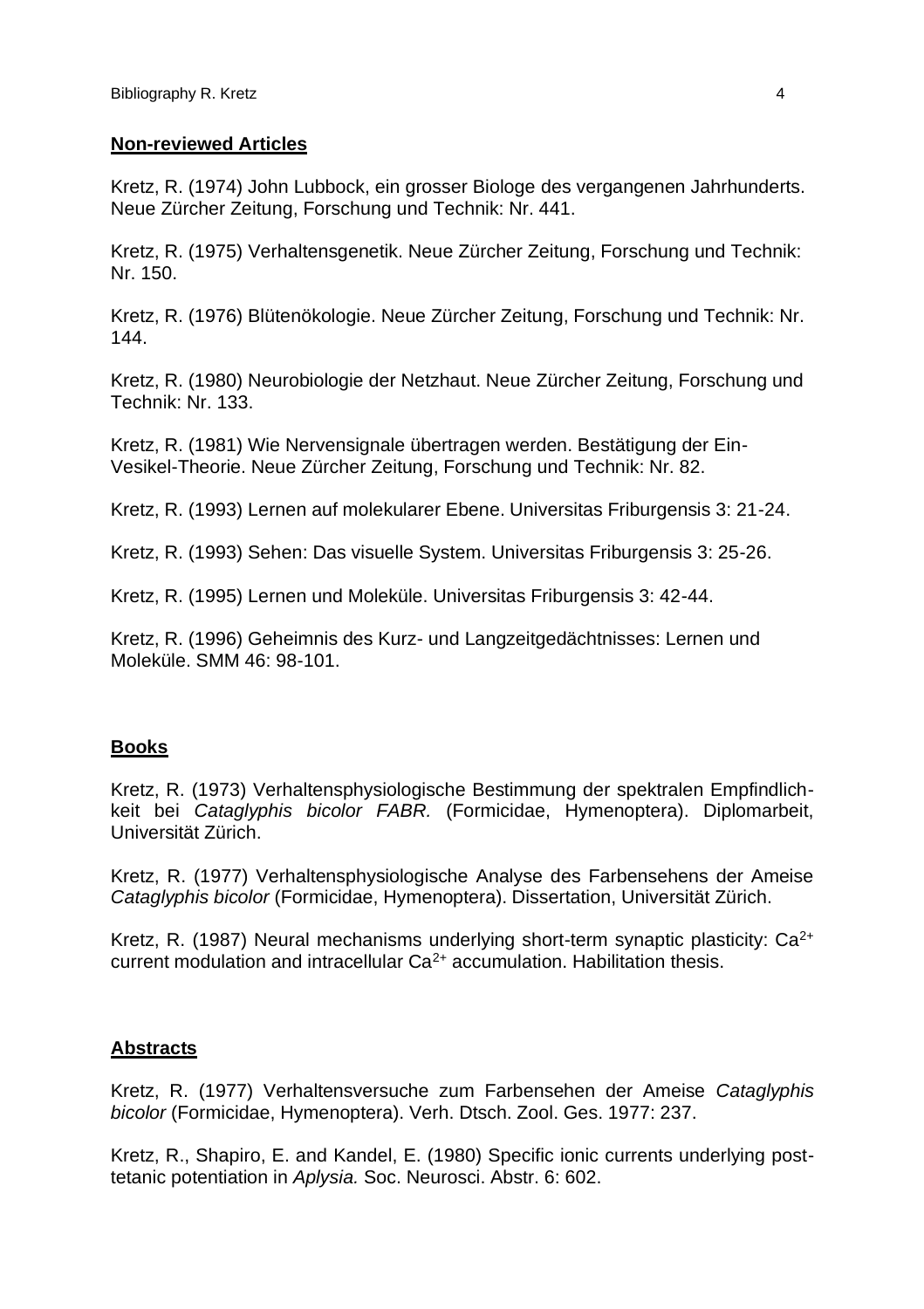## Non-reviewed Articles

Kretz, R. (1974) John Lubbock, ein grosser Biologe des vergangenen Jahrhunderts. Neue Zürcher Zeitung, Forschung und Technik: Nr. 441.

Kretz, R. (1975) Verhaltensgenetik. Neue Zürcher Zeitung, Forschung und Technik: Nr. 150.

Kretz, R. (1976) Blütenökologie. Neue Zürcher Zeitung, Forschung und Technik: Nr. 144.

Kretz, R. (1980) Neurobiologie der Netzhaut. Neue Zürcher Zeitung, Forschung und Technik: Nr. 133.

Kretz, R. (1981) Wie Nervensignale übertragen werden. Bestätigung der Ein-Vesikel-Theorie. Neue Zürcher Zeitung, Forschung und Technik: Nr. 82.

Kretz, R. (1993) Lernen auf molekularer Ebene. Universitas Friburgensis 3: 21-24.

Kretz, R. (1993) Sehen: Das visuelle System. Universitas Friburgensis 3: 25-26.

Kretz, R. (1995) Lernen und Moleküle. Universitas Friburgensis 3: 42-44.

Kretz, R. (1996) Geheimnis des Kurz- und Langzeitgedächtnisses: Lernen und Moleküle. SMM 46: 98-101.

## Books

Kretz, R. (1973) Verhaltensphysiologische Bestimmung der spektralen Empfindlichkeit bei *Cataglyphis bicolor FABR.* (Formicidae, Hymenoptera). Diplomarbeit, Universität Zürich.

Kretz, R. (1977) Verhaltensphysiologische Analyse des Farbensehens der Ameise *Cataglyphis bicolor* (Formicidae, Hymenoptera). Dissertation, Universität Zürich.

Kretz, R. (1987) Neural mechanisms underlying short-term synaptic plasticity: $Ca^{2+}$ current modulation and intracellular $Ca^{2+}$ accumulation. Habilitation thesis.

## Abstracts

Kretz, R. (1977) Verhaltensversuche zum Farbensehen der Ameise *Cataglyphis bicolor* (Formicidae, Hymenoptera). Verh. Dtsch. Zool. Ges. 1977: 237.

Kretz, R., Shapiro, E. and Kandel, E. (1980) Specific ionic currents underlying post-tetanic potentiation in *Aplysia.* Soc. Neurosci. Abstr. 6: 602.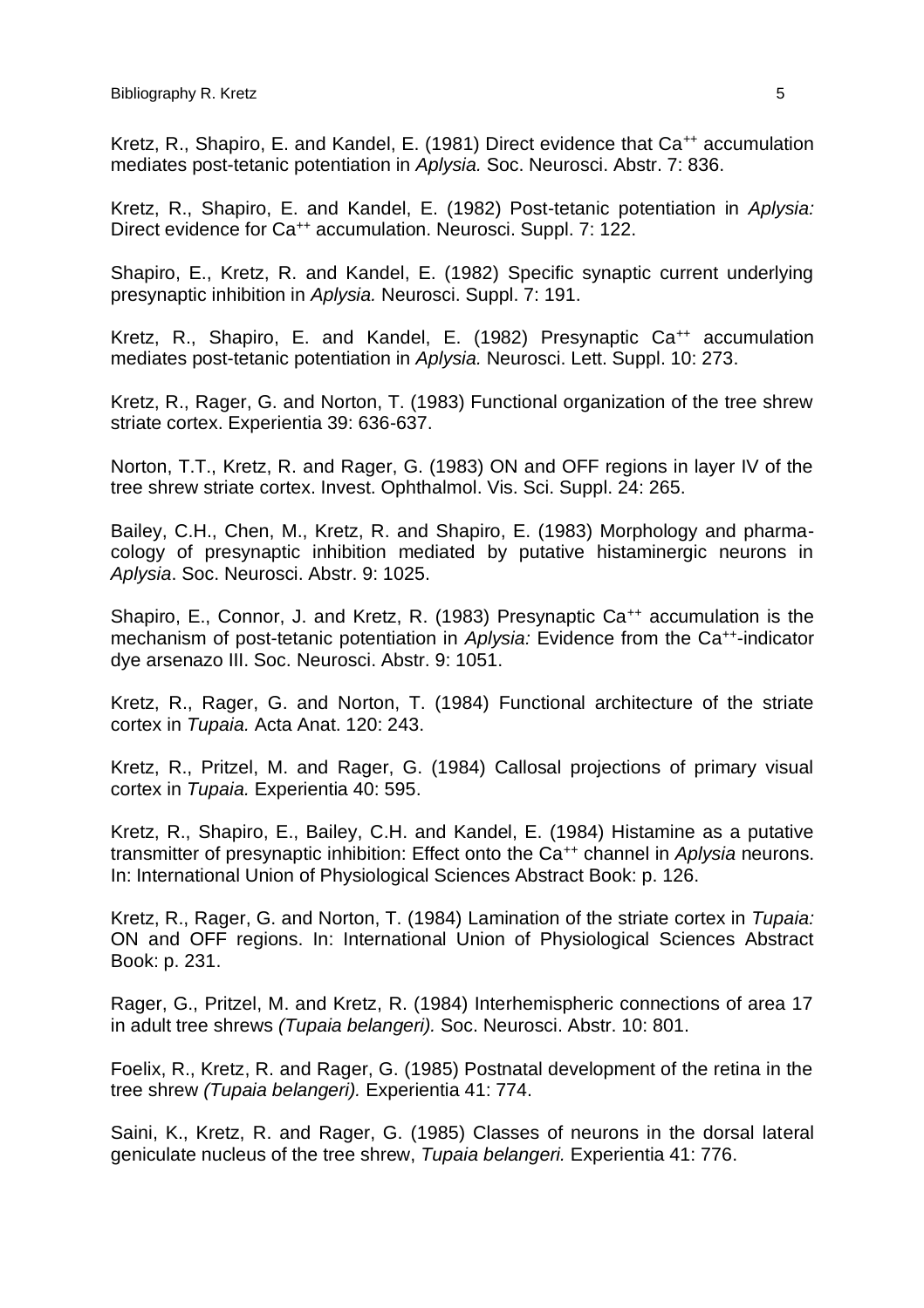Kretz, R., Shapiro, E. and Kandel, E. (1981) Direct evidence that $Ca^{++}$ accumulation mediates post-tetanic potentiation in *Aplysia.* Soc. Neurosci. Abstr. 7: 836.

Kretz, R., Shapiro, E. and Kandel, E. (1982) Post-tetanic potentiation in *Aplysia:* Direct evidence for $Ca^{++}$ accumulation. Neurosci. Suppl. 7: 122.

Shapiro, E., Kretz, R. and Kandel, E. (1982) Specific synaptic current underlying presynaptic inhibition in *Aplysia.* Neurosci. Suppl. 7: 191.

Kretz, R., Shapiro, E. and Kandel, E. (1982) Presynaptic $Ca^{++}$ accumulation mediates post-tetanic potentiation in *Aplysia.* Neurosci. Lett. Suppl. 10: 273.

Kretz, R., Rager, G. and Norton, T. (1983) Functional organization of the tree shrew striate cortex. Experientia 39: 636-637.

Norton, T.T., Kretz, R. and Rager, G. (1983) ON and OFF regions in layer IV of the tree shrew striate cortex. Invest. Ophthalmol. Vis. Sci. Suppl. 24: 265.

Bailey, C.H., Chen, M., Kretz, R. and Shapiro, E. (1983) Morphology and pharmacology of presynaptic inhibition mediated by putative histaminergic neurons in *Aplysia*. Soc. Neurosci. Abstr. 9: 1025.

Shapiro, E., Connor, J. and Kretz, R. (1983) Presynaptic $Ca^{++}$ accumulation is the mechanism of post-tetanic potentiation in *Aplysia:* Evidence from the $Ca^{++}$-indicator dye arsenazo III. Soc. Neurosci. Abstr. 9: 1051.

Kretz, R., Rager, G. and Norton, T. (1984) Functional architecture of the striate cortex in *Tupaia.* Acta Anat. 120: 243.

Kretz, R., Pritzel, M. and Rager, G. (1984) Callosal projections of primary visual cortex in *Tupaia.* Experientia 40: 595.

Kretz, R., Shapiro, E., Bailey, C.H. and Kandel, E. (1984) Histamine as a putative transmitter of presynaptic inhibition: Effect onto the $Ca^{++}$ channel in *Aplysia* neurons. In: International Union of Physiological Sciences Abstract Book: p. 126.

Kretz, R., Rager, G. and Norton, T. (1984) Lamination of the striate cortex in *Tupaia:* ON and OFF regions. In: International Union of Physiological Sciences Abstract Book: p. 231.

Rager, G., Pritzel, M. and Kretz, R. (1984) Interhemispheric connections of area 17 in adult tree shrews *(Tupaia belangeri).* Soc. Neurosci. Abstr. 10: 801.

Foelix, R., Kretz, R. and Rager, G. (1985) Postnatal development of the retina in the tree shrew *(Tupaia belangeri).* Experientia 41: 774.

Saini, K., Kretz, R. and Rager, G. (1985) Classes of neurons in the dorsal lateral geniculate nucleus of the tree shrew, *Tupaia belangeri.* Experientia 41: 776.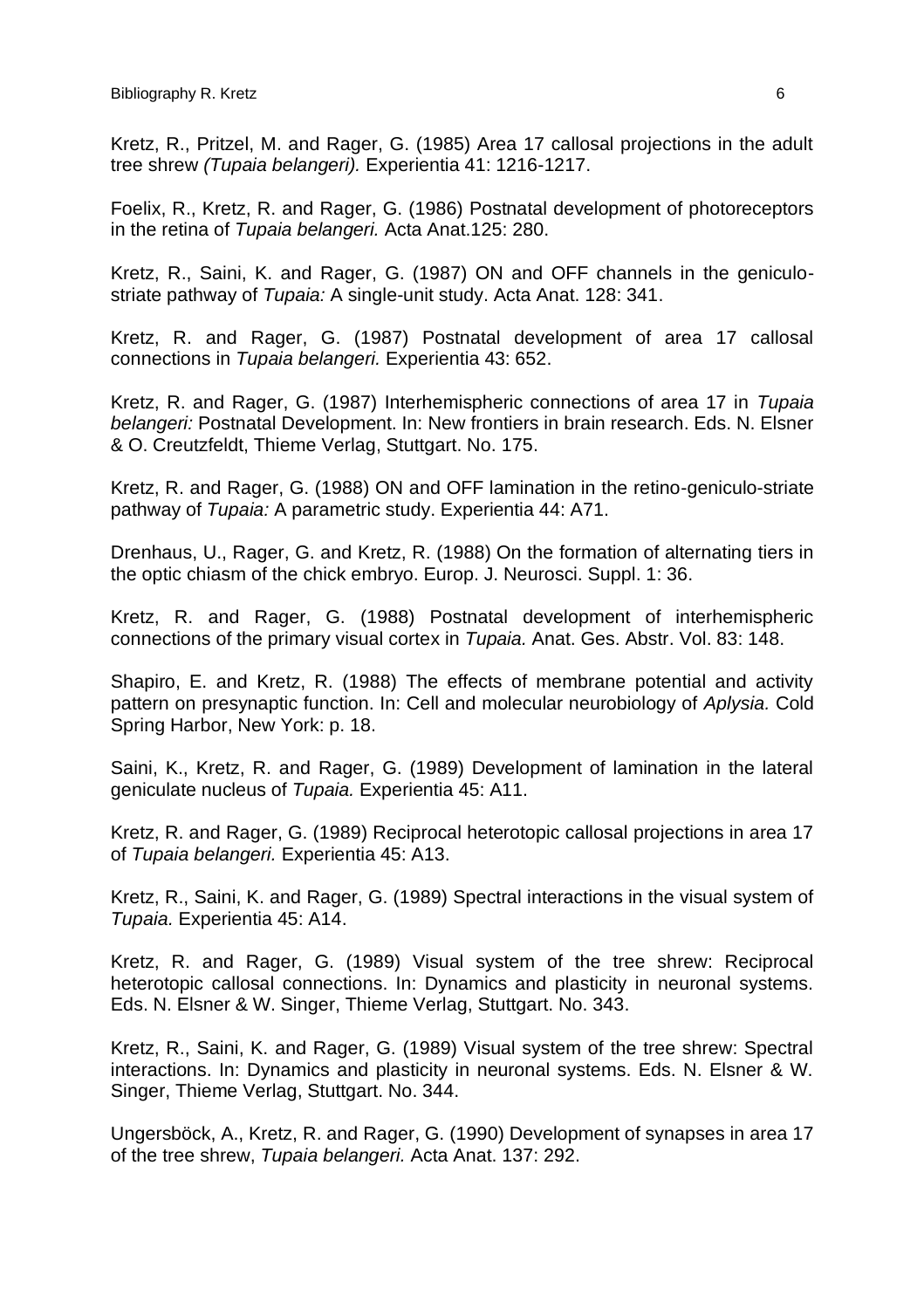Kretz, R., Pritzel, M. and Rager, G. (1985) Area 17 callosal projections in the adult tree shrew *(Tupaia belangeri).* Experientia 41: 1216-1217.

Foelix, R., Kretz, R. and Rager, G. (1986) Postnatal development of photoreceptors in the retina of *Tupaia belangeri.* Acta Anat.125: 280.

Kretz, R., Saini, K. and Rager, G. (1987) ON and OFF channels in the geniculo-striate pathway of *Tupaia:* A single-unit study. Acta Anat. 128: 341.

Kretz, R. and Rager, G. (1987) Postnatal development of area 17 callosal connections in *Tupaia belangeri.* Experientia 43: 652.

Kretz, R. and Rager, G. (1987) Interhemispheric connections of area 17 in *Tupaia belangeri:* Postnatal Development. In: New frontiers in brain research. Eds. N. Elsner & O. Creutzfeldt, Thieme Verlag, Stuttgart. No. 175.

Kretz, R. and Rager, G. (1988) ON and OFF lamination in the retino-geniculo-striate pathway of *Tupaia:* A parametric study. Experientia 44: A71.

Drenhaus, U., Rager, G. and Kretz, R. (1988) On the formation of alternating tiers in the optic chiasm of the chick embryo. Europ. J. Neurosci. Suppl. 1: 36.

Kretz, R. and Rager, G. (1988) Postnatal development of interhemispheric connections of the primary visual cortex in *Tupaia.* Anat. Ges. Abstr. Vol. 83: 148.

Shapiro, E. and Kretz, R. (1988) The effects of membrane potential and activity pattern on presynaptic function. In: Cell and molecular neurobiology of *Aplysia.* Cold Spring Harbor, New York: p. 18.

Saini, K., Kretz, R. and Rager, G. (1989) Development of lamination in the lateral geniculate nucleus of *Tupaia.* Experientia 45: A11.

Kretz, R. and Rager, G. (1989) Reciprocal heterotopic callosal projections in area 17 of *Tupaia belangeri.* Experientia 45: A13.

Kretz, R., Saini, K. and Rager, G. (1989) Spectral interactions in the visual system of *Tupaia.* Experientia 45: A14.

Kretz, R. and Rager, G. (1989) Visual system of the tree shrew: Reciprocal heterotopic callosal connections. In: Dynamics and plasticity in neuronal systems. Eds. N. Elsner & W. Singer, Thieme Verlag, Stuttgart. No. 343.

Kretz, R., Saini, K. and Rager, G. (1989) Visual system of the tree shrew: Spectral interactions. In: Dynamics and plasticity in neuronal systems. Eds. N. Elsner & W. Singer, Thieme Verlag, Stuttgart. No. 344.

Ungersböck, A., Kretz, R. and Rager, G. (1990) Development of synapses in area 17 of the tree shrew, *Tupaia belangeri.* Acta Anat. 137: 292.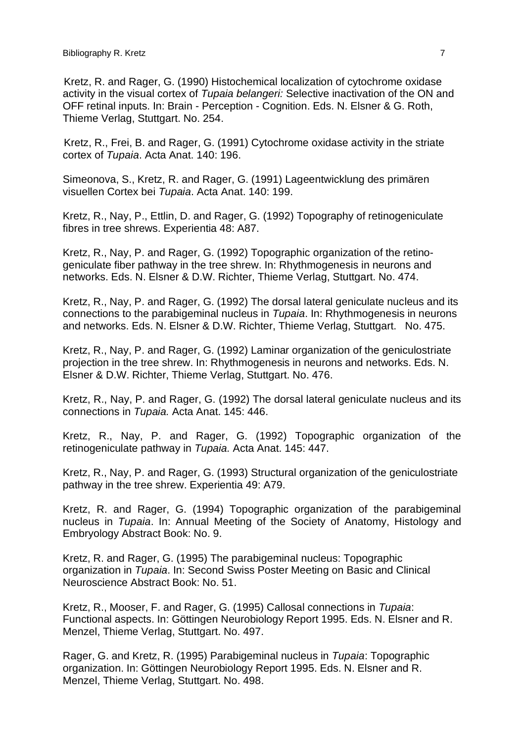Kretz, R. and Rager, G. (1990) Histochemical localization of cytochrome oxidase activity in the visual cortex of *Tupaia belangeri:* Selective inactivation of the ON and OFF retinal inputs. In: Brain - Perception - Cognition. Eds. N. Elsner & G. Roth, Thieme Verlag, Stuttgart. No. 254.

Kretz, R., Frei, B. and Rager, G. (1991) Cytochrome oxidase activity in the striate cortex of *Tupaia*. Acta Anat. 140: 196.

Simeonova, S., Kretz, R. and Rager, G. (1991) Lageentwicklung des primären visuellen Cortex bei *Tupaia*. Acta Anat. 140: 199.

Kretz, R., Nay, P., Ettlin, D. and Rager, G. (1992) Topography of retinogeniculate fibres in tree shrews. Experientia 48: A87.

Kretz, R., Nay, P. and Rager, G. (1992) Topographic organization of the retino-geniculate fiber pathway in the tree shrew. In: Rhythmogenesis in neurons and networks. Eds. N. Elsner & D.W. Richter, Thieme Verlag, Stuttgart. No. 474.

Kretz, R., Nay, P. and Rager, G. (1992) The dorsal lateral geniculate nucleus and its connections to the parabigeminal nucleus in *Tupaia*. In: Rhythmogenesis in neurons and networks. Eds. N. Elsner & D.W. Richter, Thieme Verlag, Stuttgart. No. 475.

Kretz, R., Nay, P. and Rager, G. (1992) Laminar organization of the geniculostriate projection in the tree shrew. In: Rhythmogenesis in neurons and networks. Eds. N. Elsner & D.W. Richter, Thieme Verlag, Stuttgart. No. 476.

Kretz, R., Nay, P. and Rager, G. (1992) The dorsal lateral geniculate nucleus and its connections in *Tupaia.* Acta Anat. 145: 446.

Kretz, R., Nay, P. and Rager, G. (1992) Topographic organization of the retinogeniculate pathway in *Tupaia.* Acta Anat. 145: 447.

Kretz, R., Nay, P. and Rager, G. (1993) Structural organization of the geniculostriate pathway in the tree shrew. Experientia 49: A79.

Kretz, R. and Rager, G. (1994) Topographic organization of the parabigeminal nucleus in *Tupaia*. In: Annual Meeting of the Society of Anatomy, Histology and Embryology Abstract Book: No. 9.

Kretz, R. and Rager, G. (1995) The parabigeminal nucleus: Topographic organization in *Tupaia*. In: Second Swiss Poster Meeting on Basic and Clinical Neuroscience Abstract Book: No. 51.

Kretz, R., Mooser, F. and Rager, G. (1995) Callosal connections in *Tupaia*: Functional aspects. In: Göttingen Neurobiology Report 1995. Eds. N. Elsner and R. Menzel, Thieme Verlag, Stuttgart. No. 497.

Rager, G. and Kretz, R. (1995) Parabigeminal nucleus in *Tupaia*: Topographic organization. In: Göttingen Neurobiology Report 1995. Eds. N. Elsner and R. Menzel, Thieme Verlag, Stuttgart. No. 498.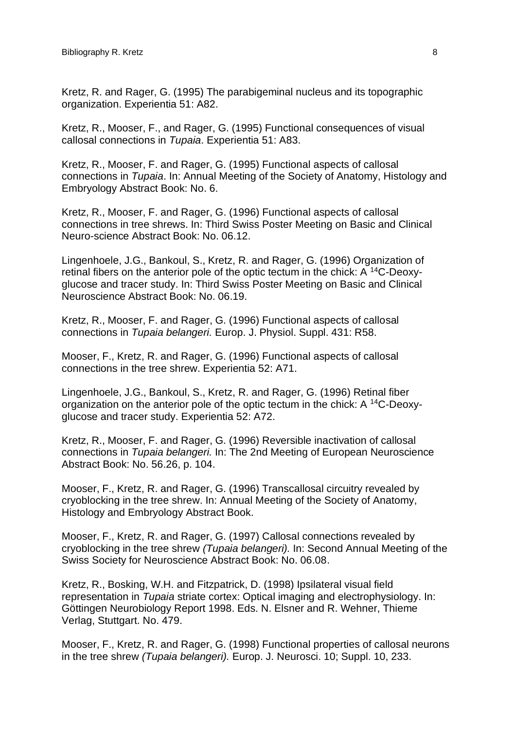Kretz, R. and Rager, G. (1995) The parabigeminal nucleus and its topographic organization. Experientia 51: A82.

Kretz, R., Mooser, F., and Rager, G. (1995) Functional consequences of visual callosal connections in *Tupaia*. Experientia 51: A83.

Kretz, R., Mooser, F. and Rager, G. (1995) Functional aspects of callosal connections in *Tupaia*. In: Annual Meeting of the Society of Anatomy, Histology and Embryology Abstract Book: No. 6.

Kretz, R., Mooser, F. and Rager, G. (1996) Functional aspects of callosal connections in tree shrews. In: Third Swiss Poster Meeting on Basic and Clinical Neuro-science Abstract Book: No. 06.12.

Lingenhoele, J.G., Bankoul, S., Kretz, R. and Rager, G. (1996) Organization of retinal fibers on the anterior pole of the optic tectum in the chick: A $^{14}$C-Deoxy-glucose and tracer study. In: Third Swiss Poster Meeting on Basic and Clinical Neuroscience Abstract Book: No. 06.19.

Kretz, R., Mooser, F. and Rager, G. (1996) Functional aspects of callosal connections in *Tupaia belangeri.* Europ. J. Physiol. Suppl. 431: R58.

Mooser, F., Kretz, R. and Rager, G. (1996) Functional aspects of callosal connections in the tree shrew. Experientia 52: A71.

Lingenhoele, J.G., Bankoul, S., Kretz, R. and Rager, G. (1996) Retinal fiber organization on the anterior pole of the optic tectum in the chick: A $^{14}$C-Deoxy-glucose and tracer study. Experientia 52: A72.

Kretz, R., Mooser, F. and Rager, G. (1996) Reversible inactivation of callosal connections in *Tupaia belangeri.* In: The 2nd Meeting of European Neuroscience Abstract Book: No. 56.26, p. 104.

Mooser, F., Kretz, R. and Rager, G. (1996) Transcallosal circuitry revealed by cryoblocking in the tree shrew. In: Annual Meeting of the Society of Anatomy, Histology and Embryology Abstract Book.

Mooser, F., Kretz, R. and Rager, G. (1997) Callosal connections revealed by cryoblocking in the tree shrew *(Tupaia belangeri).* In: Second Annual Meeting of the Swiss Society for Neuroscience Abstract Book: No. 06.08.

Kretz, R., Bosking, W.H. and Fitzpatrick, D. (1998) Ipsilateral visual field representation in *Tupaia* striate cortex: Optical imaging and electrophysiology. In: Göttingen Neurobiology Report 1998. Eds. N. Elsner and R. Wehner, Thieme Verlag, Stuttgart. No. 479.

Mooser, F., Kretz, R. and Rager, G. (1998) Functional properties of callosal neurons in the tree shrew *(Tupaia belangeri).* Europ. J. Neurosci. 10; Suppl. 10, 233.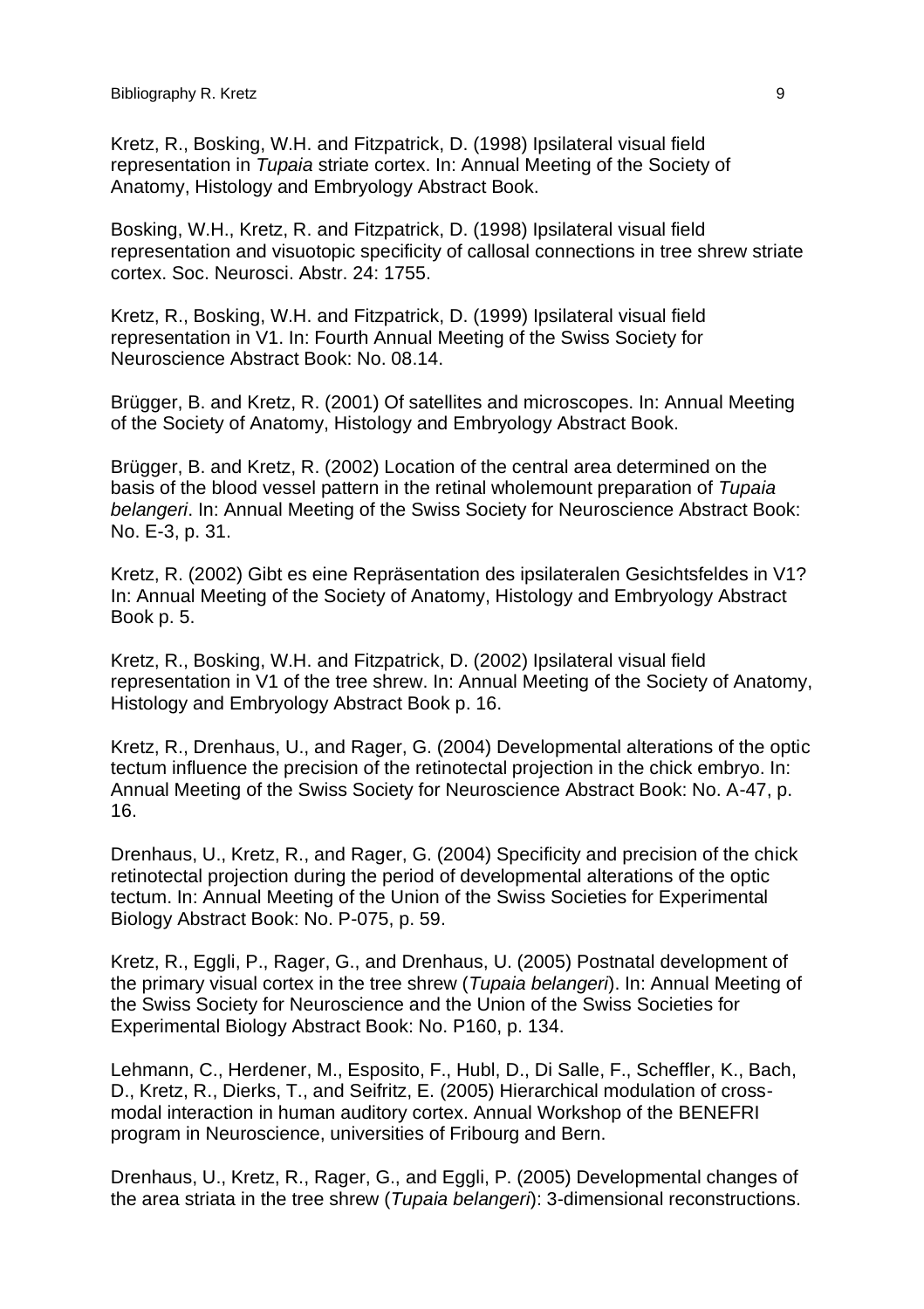Kretz, R., Bosking, W.H. and Fitzpatrick, D. (1998) Ipsilateral visual field representation in *Tupaia* striate cortex. In: Annual Meeting of the Society of Anatomy, Histology and Embryology Abstract Book.

Bosking, W.H., Kretz, R. and Fitzpatrick, D. (1998) Ipsilateral visual field representation and visuotopic specificity of callosal connections in tree shrew striate cortex. Soc. Neurosci. Abstr. 24: 1755.

Kretz, R., Bosking, W.H. and Fitzpatrick, D. (1999) Ipsilateral visual field representation in V1. In: Fourth Annual Meeting of the Swiss Society for Neuroscience Abstract Book: No. 08.14.

Brügger, B. and Kretz, R. (2001) Of satellites and microscopes. In: Annual Meeting of the Society of Anatomy, Histology and Embryology Abstract Book.

Brügger, B. and Kretz, R. (2002) Location of the central area determined on the basis of the blood vessel pattern in the retinal wholemount preparation of *Tupaia belangeri*. In: Annual Meeting of the Swiss Society for Neuroscience Abstract Book: No. E-3, p. 31.

Kretz, R. (2002) Gibt es eine Repräsentation des ipsilateralen Gesichtsfeldes in V1? In: Annual Meeting of the Society of Anatomy, Histology and Embryology Abstract Book p. 5.

Kretz, R., Bosking, W.H. and Fitzpatrick, D. (2002) Ipsilateral visual field representation in V1 of the tree shrew. In: Annual Meeting of the Society of Anatomy, Histology and Embryology Abstract Book p. 16.

Kretz, R., Drenhaus, U., and Rager, G. (2004) Developmental alterations of the optic tectum influence the precision of the retinotectal projection in the chick embryo. In: Annual Meeting of the Swiss Society for Neuroscience Abstract Book: No. A-47, p. 16.

Drenhaus, U., Kretz, R., and Rager, G. (2004) Specificity and precision of the chick retinotectal projection during the period of developmental alterations of the optic tectum. In: Annual Meeting of the Union of the Swiss Societies for Experimental Biology Abstract Book: No. P-075, p. 59.

Kretz, R., Eggli, P., Rager, G., and Drenhaus, U. (2005) Postnatal development of the primary visual cortex in the tree shrew (*Tupaia belangeri*). In: Annual Meeting of the Swiss Society for Neuroscience and the Union of the Swiss Societies for Experimental Biology Abstract Book: No. P160, p. 134.

Lehmann, C., Herdener, M., Esposito, F., Hubl, D., Di Salle, F., Scheffler, K., Bach, D., Kretz, R., Dierks, T., and Seifritz, E. (2005) Hierarchical modulation of cross-modal interaction in human auditory cortex. Annual Workshop of the BENEFRI program in Neuroscience, universities of Fribourg and Bern.

Drenhaus, U., Kretz, R., Rager, G., and Eggli, P. (2005) Developmental changes of the area striata in the tree shrew (*Tupaia belangeri*): 3-dimensional reconstructions.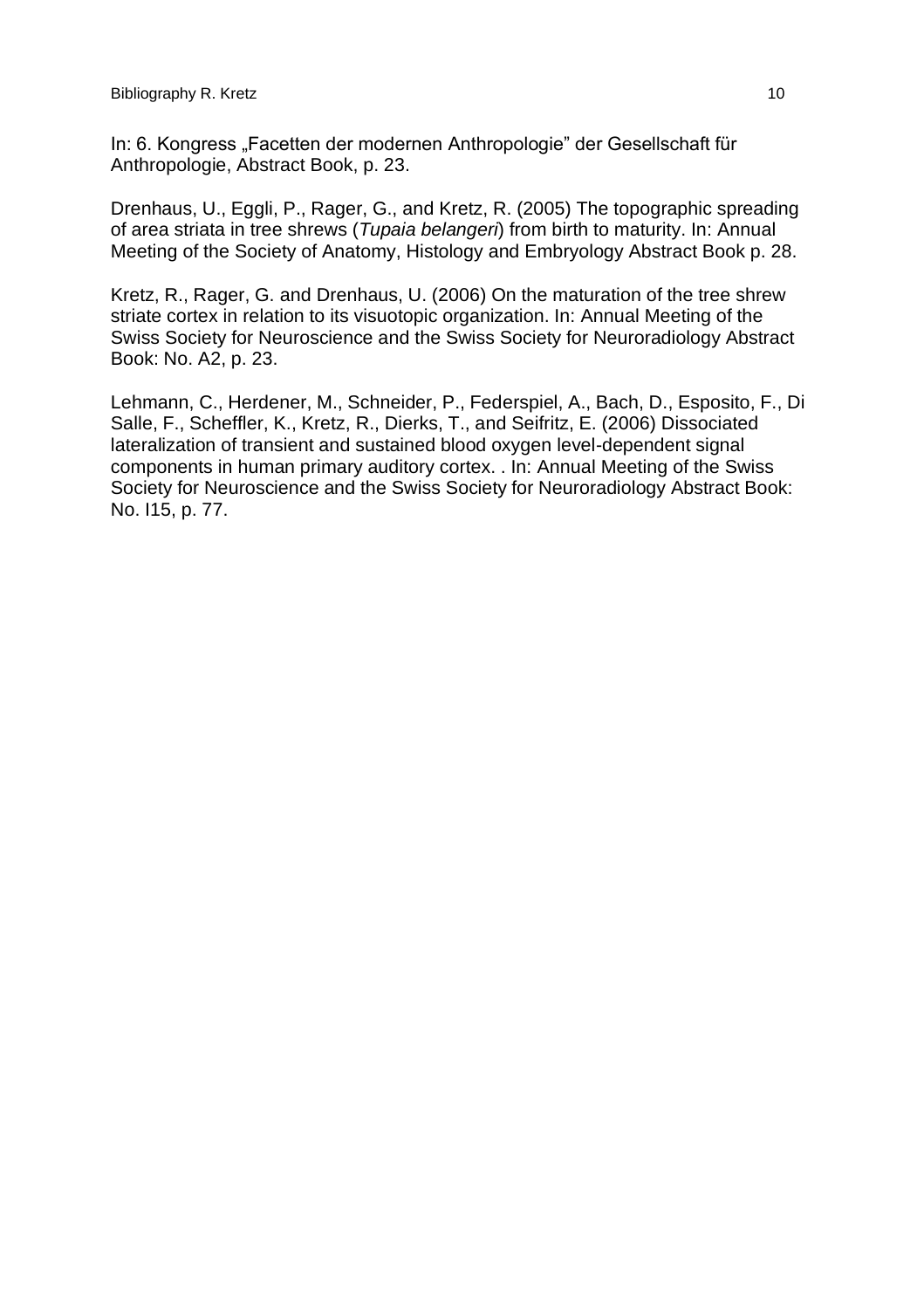In: 6. Kongress „Facetten der modernen Anthropologie” der Gesellschaft für Anthropologie, Abstract Book, p. 23.

Drenhaus, U., Eggli, P., Rager, G., and Kretz, R. (2005) The topographic spreading of area striata in tree shrews (*Tupaia belangeri*) from birth to maturity. In: Annual Meeting of the Society of Anatomy, Histology and Embryology Abstract Book p. 28.

Kretz, R., Rager, G. and Drenhaus, U. (2006) On the maturation of the tree shrew striate cortex in relation to its visuotopic organization. In: Annual Meeting of the Swiss Society for Neuroscience and the Swiss Society for Neuroradiology Abstract Book: No. A2, p. 23.

Lehmann, C., Herdener, M., Schneider, P., Federspiel, A., Bach, D., Esposito, F., Di Salle, F., Scheffler, K., Kretz, R., Dierks, T., and Seifritz, E. (2006) Dissociated lateralization of transient and sustained blood oxygen level-dependent signal components in human primary auditory cortex. . In: Annual Meeting of the Swiss Society for Neuroscience and the Swiss Society for Neuroradiology Abstract Book: No. I15, p. 77.